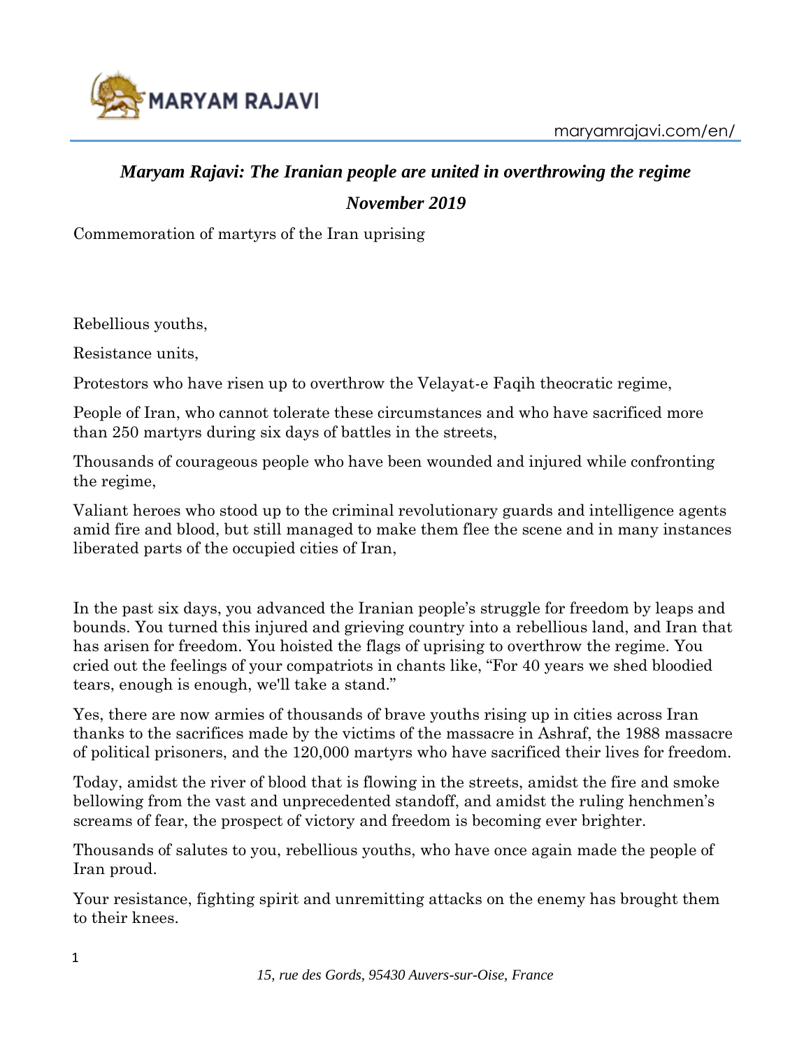# *Maryam Rajavi: The Iranian people are united in overthrowing the regime*

## *November 2019*

Commemoration of martyrs of the Iran uprising

Rebellious youths,

Resistance units,

Protestors who have risen up to overthrow the Velayat-e Faqih theocratic regime,

People of Iran, who cannot tolerate these circumstances and who have sacrificed more than 250 martyrs during six days of battles in the streets,

Thousands of courageous people who have been wounded and injured while confronting the regime,

Valiant heroes who stood up to the criminal revolutionary guards and intelligence agents amid fire and blood, but still managed to make them flee the scene and in many instances liberated parts of the occupied cities of Iran,

In the past six days, you advanced the Iranian people's struggle for freedom by leaps and bounds. You turned this injured and grieving country into a rebellious land, and Iran that has arisen for freedom. You hoisted the flags of uprising to overthrow the regime. You cried out the feelings of your compatriots in chants like, "For 40 years we shed bloodied tears, enough is enough, we'll take a stand."

Yes, there are now armies of thousands of brave youths rising up in cities across Iran thanks to the sacrifices made by the victims of the massacre in Ashraf, the 1988 massacre of political prisoners, and the 120,000 martyrs who have sacrificed their lives for freedom.

Today, amidst the river of blood that is flowing in the streets, amidst the fire and smoke bellowing from the vast and unprecedented standoff, and amidst the ruling henchmen's screams of fear, the prospect of victory and freedom is becoming ever brighter.

Thousands of salutes to you, rebellious youths, who have once again made the people of Iran proud.

Your resistance, fighting spirit and unremitting attacks on the enemy has brought them to their knees.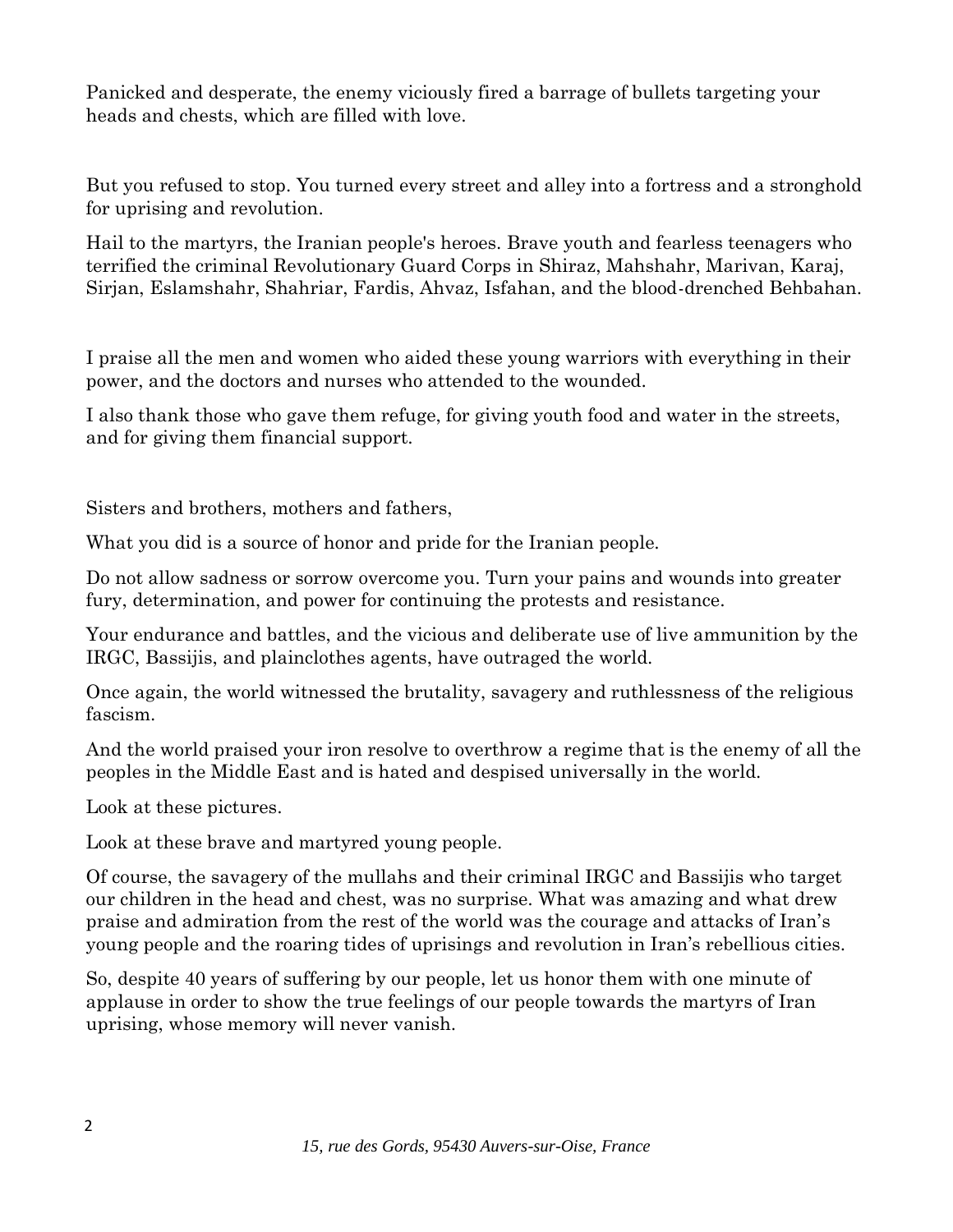Panicked and desperate, the enemy viciously fired a barrage of bullets targeting your heads and chests, which are filled with love.

But you refused to stop. You turned every street and alley into a fortress and a stronghold for uprising and revolution.

Hail to the martyrs, the Iranian people's heroes. Brave youth and fearless teenagers who terrified the criminal Revolutionary Guard Corps in Shiraz, Mahshahr, Marivan, Karaj, Sirjan, Eslamshahr, Shahriar, Fardis, Ahvaz, Isfahan, and the blood-drenched Behbahan.

I praise all the men and women who aided these young warriors with everything in their power, and the doctors and nurses who attended to the wounded.

I also thank those who gave them refuge, for giving youth food and water in the streets, and for giving them financial support.

Sisters and brothers, mothers and fathers,

What you did is a source of honor and pride for the Iranian people.

Do not allow sadness or sorrow overcome you. Turn your pains and wounds into greater fury, determination, and power for continuing the protests and resistance.

Your endurance and battles, and the vicious and deliberate use of live ammunition by the IRGC, Bassijis, and plainclothes agents, have outraged the world.

Once again, the world witnessed the brutality, savagery and ruthlessness of the religious fascism.

And the world praised your iron resolve to overthrow a regime that is the enemy of all the peoples in the Middle East and is hated and despised universally in the world.

Look at these pictures.

Look at these brave and martyred young people.

Of course, the savagery of the mullahs and their criminal IRGC and Bassijis who target our children in the head and chest, was no surprise. What was amazing and what drew praise and admiration from the rest of the world was the courage and attacks of Iran's young people and the roaring tides of uprisings and revolution in Iran's rebellious cities.

So, despite 40 years of suffering by our people, let us honor them with one minute of applause in order to show the true feelings of our people towards the martyrs of Iran uprising, whose memory will never vanish.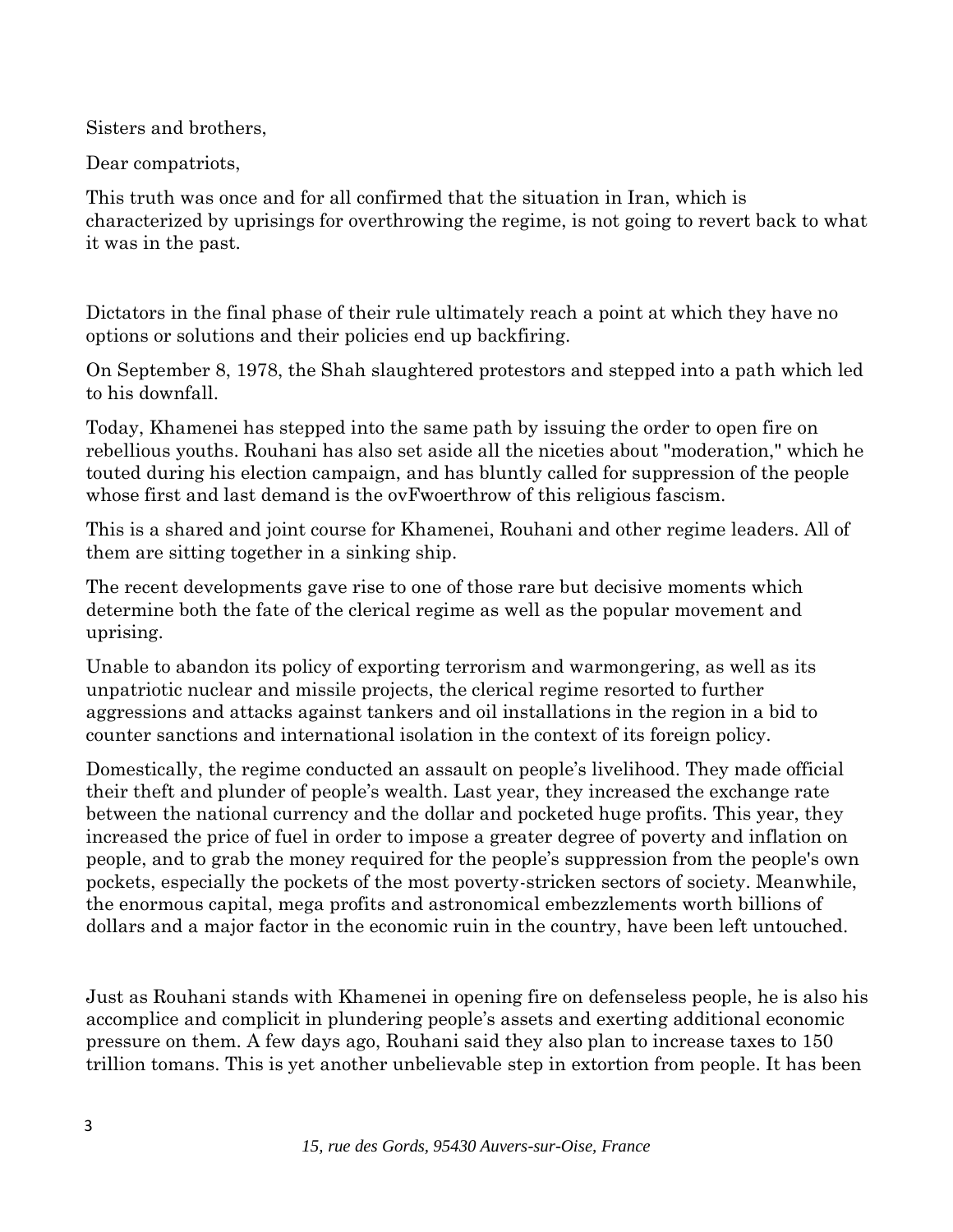Sisters and brothers,

Dear compatriots,

This truth was once and for all confirmed that the situation in Iran, which is characterized by uprisings for overthrowing the regime, is not going to revert back to what it was in the past.

Dictators in the final phase of their rule ultimately reach a point at which they have no options or solutions and their policies end up backfiring.

On September 8, 1978, the Shah slaughtered protestors and stepped into a path which led to his downfall.

Today, Khamenei has stepped into the same path by issuing the order to open fire on rebellious youths. Rouhani has also set aside all the niceties about "moderation," which he touted during his election campaign, and has bluntly called for suppression of the people whose first and last demand is the ovFwoerthrow of this religious fascism.

This is a shared and joint course for Khamenei, Rouhani and other regime leaders. All of them are sitting together in a sinking ship.

The recent developments gave rise to one of those rare but decisive moments which determine both the fate of the clerical regime as well as the popular movement and uprising.

Unable to abandon its policy of exporting terrorism and warmongering, as well as its unpatriotic nuclear and missile projects, the clerical regime resorted to further aggressions and attacks against tankers and oil installations in the region in a bid to counter sanctions and international isolation in the context of its foreign policy.

Domestically, the regime conducted an assault on people's livelihood. They made official their theft and plunder of people's wealth. Last year, they increased the exchange rate between the national currency and the dollar and pocketed huge profits. This year, they increased the price of fuel in order to impose a greater degree of poverty and inflation on people, and to grab the money required for the people's suppression from the people's own pockets, especially the pockets of the most poverty-stricken sectors of society. Meanwhile, the enormous capital, mega profits and astronomical embezzlements worth billions of dollars and a major factor in the economic ruin in the country, have been left untouched.

Just as Rouhani stands with Khamenei in opening fire on defenseless people, he is also his accomplice and complicit in plundering people's assets and exerting additional economic pressure on them. A few days ago, Rouhani said they also plan to increase taxes to 150 trillion tomans. This is yet another unbelievable step in extortion from people. It has been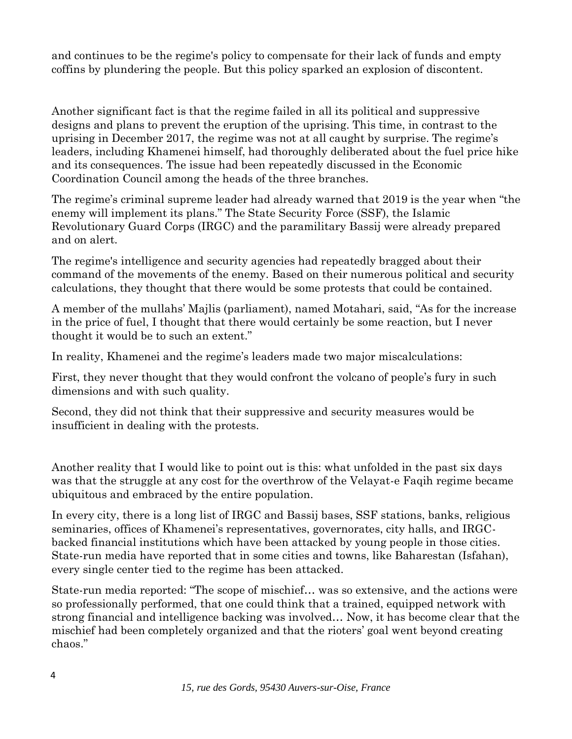and continues to be the regime's policy to compensate for their lack of funds and empty coffins by plundering the people. But this policy sparked an explosion of discontent.

Another significant fact is that the regime failed in all its political and suppressive designs and plans to prevent the eruption of the uprising. This time, in contrast to the uprising in December 2017, the regime was not at all caught by surprise. The regime's leaders, including Khamenei himself, had thoroughly deliberated about the fuel price hike and its consequences. The issue had been repeatedly discussed in the Economic Coordination Council among the heads of the three branches.

The regime's criminal supreme leader had already warned that 2019 is the year when "the enemy will implement its plans." The State Security Force (SSF), the Islamic Revolutionary Guard Corps (IRGC) and the paramilitary Bassij were already prepared and on alert.

The regime's intelligence and security agencies had repeatedly bragged about their command of the movements of the enemy. Based on their numerous political and security calculations, they thought that there would be some protests that could be contained.

A member of the mullahs' Majlis (parliament), named Motahari, said, "As for the increase in the price of fuel, I thought that there would certainly be some reaction, but I never thought it would be to such an extent."

In reality, Khamenei and the regime's leaders made two major miscalculations:

First, they never thought that they would confront the volcano of people's fury in such dimensions and with such quality.

Second, they did not think that their suppressive and security measures would be insufficient in dealing with the protests.

Another reality that I would like to point out is this: what unfolded in the past six days was that the struggle at any cost for the overthrow of the Velayat-e Faqih regime became ubiquitous and embraced by the entire population.

In every city, there is a long list of IRGC and Bassij bases, SSF stations, banks, religious seminaries, offices of Khamenei's representatives, governorates, city halls, and IRGC-backed financial institutions which have been attacked by young people in those cities. State-run media have reported that in some cities and towns, like Baharestan (Isfahan), every single center tied to the regime has been attacked.

State-run media reported: "The scope of mischief… was so extensive, and the actions were so professionally performed, that one could think that a trained, equipped network with strong financial and intelligence backing was involved… Now, it has become clear that the mischief had been completely organized and that the rioters' goal went beyond creating chaos."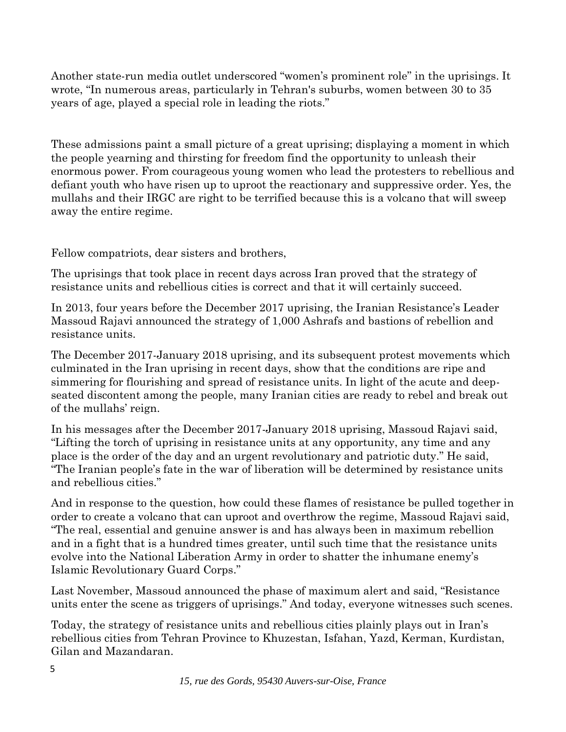Another state-run media outlet underscored "women's prominent role" in the uprisings. It wrote, "In numerous areas, particularly in Tehran's suburbs, women between 30 to 35 years of age, played a special role in leading the riots."

These admissions paint a small picture of a great uprising; displaying a moment in which the people yearning and thirsting for freedom find the opportunity to unleash their enormous power. From courageous young women who lead the protesters to rebellious and defiant youth who have risen up to uproot the reactionary and suppressive order. Yes, the mullahs and their IRGC are right to be terrified because this is a volcano that will sweep away the entire regime.

Fellow compatriots, dear sisters and brothers,

The uprisings that took place in recent days across Iran proved that the strategy of resistance units and rebellious cities is correct and that it will certainly succeed.

In 2013, four years before the December 2017 uprising, the Iranian Resistance's Leader Massoud Rajavi announced the strategy of 1,000 Ashrafs and bastions of rebellion and resistance units.

The December 2017-January 2018 uprising, and its subsequent protest movements which culminated in the Iran uprising in recent days, show that the conditions are ripe and simmering for flourishing and spread of resistance units. In light of the acute and deep-seated discontent among the people, many Iranian cities are ready to rebel and break out of the mullahs' reign.

In his messages after the December 2017-January 2018 uprising, Massoud Rajavi said, "Lifting the torch of uprising in resistance units at any opportunity, any time and any place is the order of the day and an urgent revolutionary and patriotic duty." He said, "The Iranian people's fate in the war of liberation will be determined by resistance units and rebellious cities."

And in response to the question, how could these flames of resistance be pulled together in order to create a volcano that can uproot and overthrow the regime, Massoud Rajavi said, "The real, essential and genuine answer is and has always been in maximum rebellion and in a fight that is a hundred times greater, until such time that the resistance units evolve into the National Liberation Army in order to shatter the inhumane enemy's Islamic Revolutionary Guard Corps."

Last November, Massoud announced the phase of maximum alert and said, "Resistance units enter the scene as triggers of uprisings." And today, everyone witnesses such scenes.

Today, the strategy of resistance units and rebellious cities plainly plays out in Iran's rebellious cities from Tehran Province to Khuzestan, Isfahan, Yazd, Kerman, Kurdistan, Gilan and Mazandaran.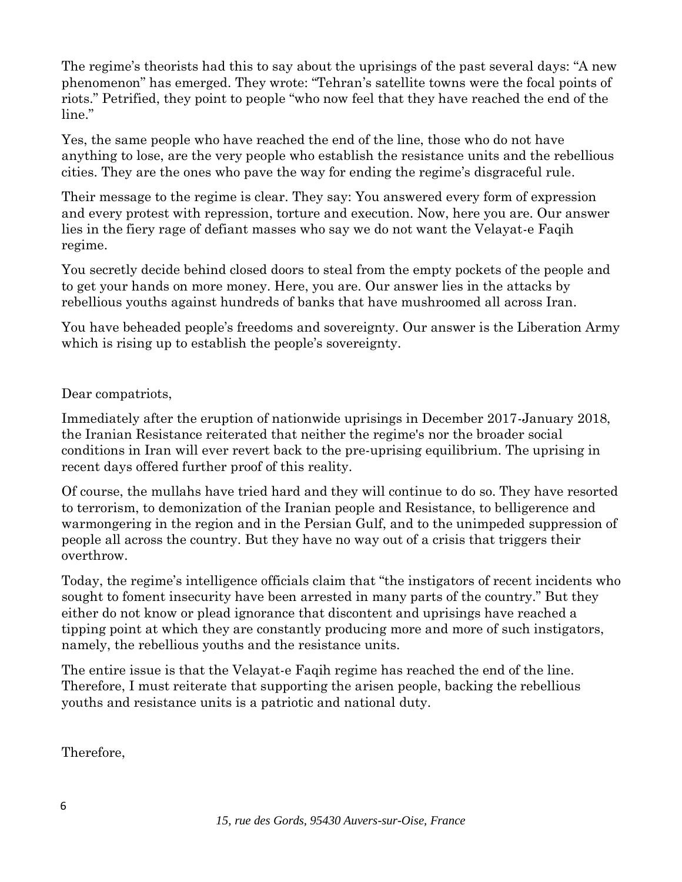The regime's theorists had this to say about the uprisings of the past several days: "A new phenomenon" has emerged. They wrote: "Tehran's satellite towns were the focal points of riots." Petrified, they point to people "who now feel that they have reached the end of the line."

Yes, the same people who have reached the end of the line, those who do not have anything to lose, are the very people who establish the resistance units and the rebellious cities. They are the ones who pave the way for ending the regime's disgraceful rule.

Their message to the regime is clear. They say: You answered every form of expression and every protest with repression, torture and execution. Now, here you are. Our answer lies in the fiery rage of defiant masses who say we do not want the Velayat-e Faqih regime.

You secretly decide behind closed doors to steal from the empty pockets of the people and to get your hands on more money. Here, you are. Our answer lies in the attacks by rebellious youths against hundreds of banks that have mushroomed all across Iran.

You have beheaded people's freedoms and sovereignty. Our answer is the Liberation Army which is rising up to establish the people's sovereignty.

Dear compatriots,

Immediately after the eruption of nationwide uprisings in December 2017-January 2018, the Iranian Resistance reiterated that neither the regime's nor the broader social conditions in Iran will ever revert back to the pre-uprising equilibrium. The uprising in recent days offered further proof of this reality.

Of course, the mullahs have tried hard and they will continue to do so. They have resorted to terrorism, to demonization of the Iranian people and Resistance, to belligerence and warmongering in the region and in the Persian Gulf, and to the unimpeded suppression of people all across the country. But they have no way out of a crisis that triggers their overthrow.

Today, the regime's intelligence officials claim that "the instigators of recent incidents who sought to foment insecurity have been arrested in many parts of the country." But they either do not know or plead ignorance that discontent and uprisings have reached a tipping point at which they are constantly producing more and more of such instigators, namely, the rebellious youths and the resistance units.

The entire issue is that the Velayat-e Faqih regime has reached the end of the line. Therefore, I must reiterate that supporting the arisen people, backing the rebellious youths and resistance units is a patriotic and national duty.

Therefore,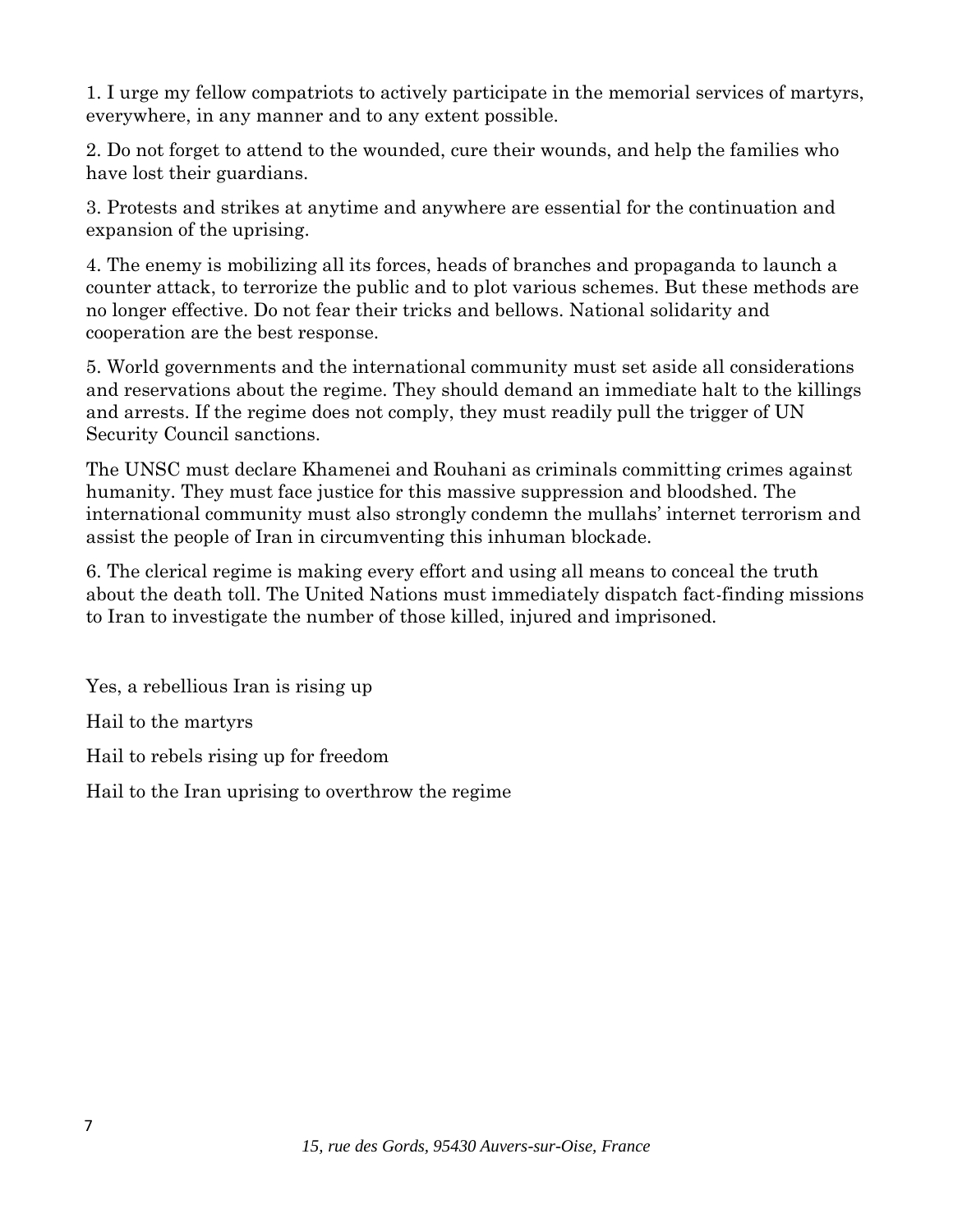1. I urge my fellow compatriots to actively participate in the memorial services of martyrs, everywhere, in any manner and to any extent possible.

2. Do not forget to attend to the wounded, cure their wounds, and help the families who have lost their guardians.

3. Protests and strikes at anytime and anywhere are essential for the continuation and expansion of the uprising.

4. The enemy is mobilizing all its forces, heads of branches and propaganda to launch a counter attack, to terrorize the public and to plot various schemes. But these methods are no longer effective. Do not fear their tricks and bellows. National solidarity and cooperation are the best response.

5. World governments and the international community must set aside all considerations and reservations about the regime. They should demand an immediate halt to the killings and arrests. If the regime does not comply, they must readily pull the trigger of UN Security Council sanctions.

The UNSC must declare Khamenei and Rouhani as criminals committing crimes against humanity. They must face justice for this massive suppression and bloodshed. The international community must also strongly condemn the mullahs' internet terrorism and assist the people of Iran in circumventing this inhuman blockade.

6. The clerical regime is making every effort and using all means to conceal the truth about the death toll. The United Nations must immediately dispatch fact-finding missions to Iran to investigate the number of those killed, injured and imprisoned.

Yes, a rebellious Iran is rising up

Hail to the martyrs

Hail to rebels rising up for freedom

Hail to the Iran uprising to overthrow the regime

*15, rue des Gords, 95430 Auvers-sur-Oise, France*